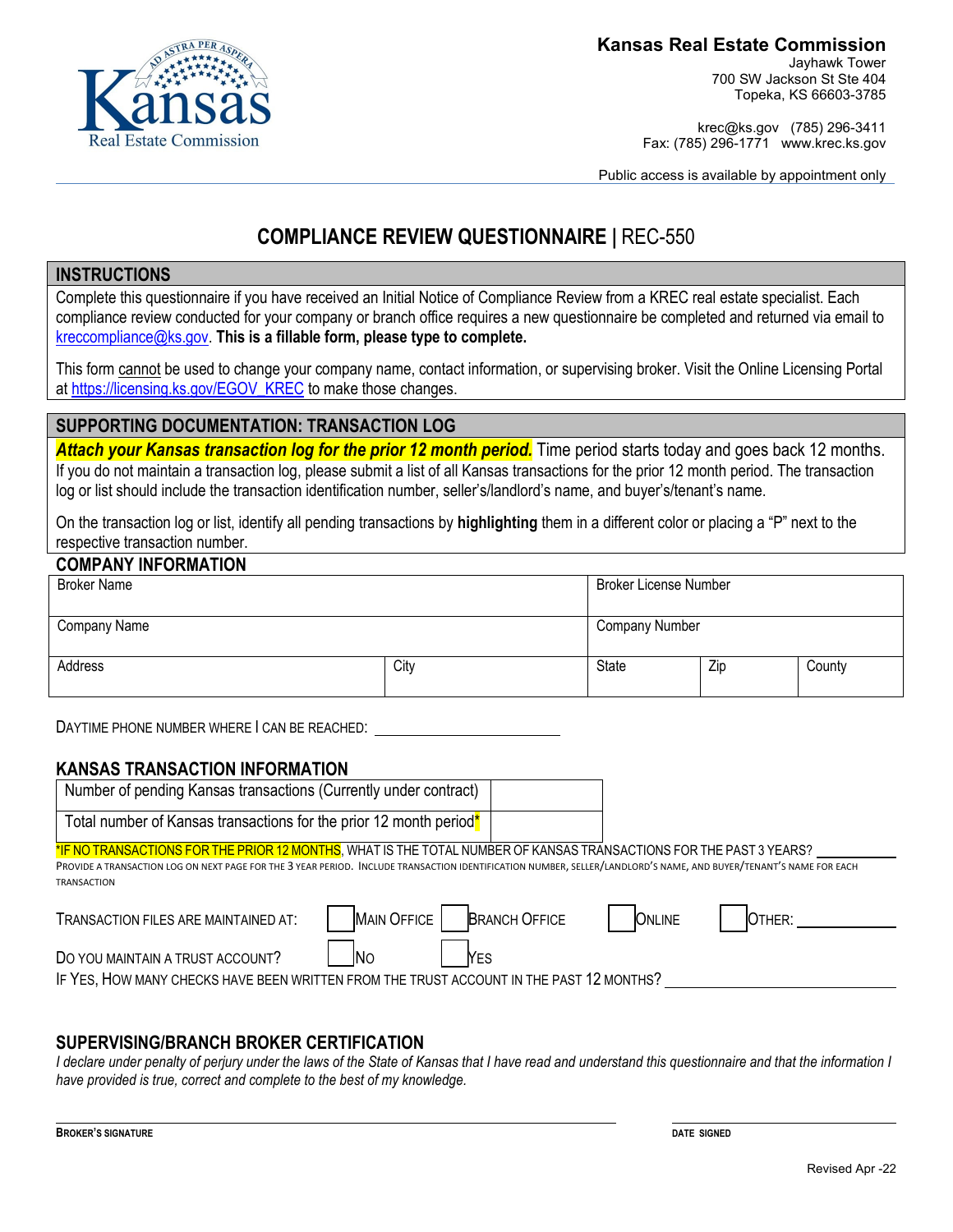**Kansas Real Estate Commission**
Jayhawk Tower
700 SW Jackson St Ste 404
Topeka, KS 66603-3785

krec@ks.gov (785) 296-3411
Fax: (785) 296-1771 www.krec.ks.gov

Public access is available by appointment only

# COMPLIANCE REVIEW QUESTIONNAIRE | REC-550

## INSTRUCTIONS

Complete this questionnaire if you have received an Initial Notice of Compliance Review from a KREC real estate specialist. Each compliance review conducted for your company or branch office requires a new questionnaire be completed and returned via email to kreccompliance@ks.gov. **This is a fillable form, please type to complete.**

This form cannot be used to change your company name, contact information, or supervising broker. Visit the Online Licensing Portal at https://licensing.ks.gov/EGOV_KREC to make those changes.

## SUPPORTING DOCUMENTATION: TRANSACTION LOG

***Attach your Kansas transaction log for the prior 12 month period.*** Time period starts today and goes back 12 months. If you do not maintain a transaction log, please submit a list of all Kansas transactions for the prior 12 month period. The transaction log or list should include the transaction identification number, seller's/landlord's name, and buyer's/tenant's name.

On the transaction log or list, identify all pending transactions by **highlighting** them in a different color or placing a "P" next to the respective transaction number.

## COMPANY INFORMATION

| Broker Name | | Broker License Number | | |
|---|---|---|---|---|
| Company Name | | Company Number | | |
| Address | City | State | Zip | County |

DAYTIME PHONE NUMBER WHERE I CAN BE REACHED: ____________________

## KANSAS TRANSACTION INFORMATION

| Number of pending Kansas transactions (Currently under contract) | |
|---|---|
| Total number of Kansas transactions for the prior 12 month period* | |

*IF NO TRANSACTIONS FOR THE PRIOR 12 MONTHS, WHAT IS THE TOTAL NUMBER OF KANSAS TRANSACTIONS FOR THE PAST 3 YEARS? __________

PROVIDE A TRANSACTION LOG ON NEXT PAGE FOR THE 3 YEAR PERIOD. INCLUDE TRANSACTION IDENTIFICATION NUMBER, SELLER/LANDLORD'S NAME, AND BUYER/TENANT'S NAME FOR EACH TRANSACTION

TRANSACTION FILES ARE MAINTAINED AT: ☐ MAIN OFFICE ☐ BRANCH OFFICE ☐ ONLINE ☐ OTHER: __________

DO YOU MAINTAIN A TRUST ACCOUNT? ☐ NO ☐ YES

IF YES, HOW MANY CHECKS HAVE BEEN WRITTEN FROM THE TRUST ACCOUNT IN THE PAST 12 MONTHS? __________

## SUPERVISING/BRANCH BROKER CERTIFICATION

*I declare under penalty of perjury under the laws of the State of Kansas that I have read and understand this questionnaire and that the information I have provided is true, correct and complete to the best of my knowledge.*

______________________________ ______________
**BROKER'S SIGNATURE** **DATE SIGNED**

Revised Apr -22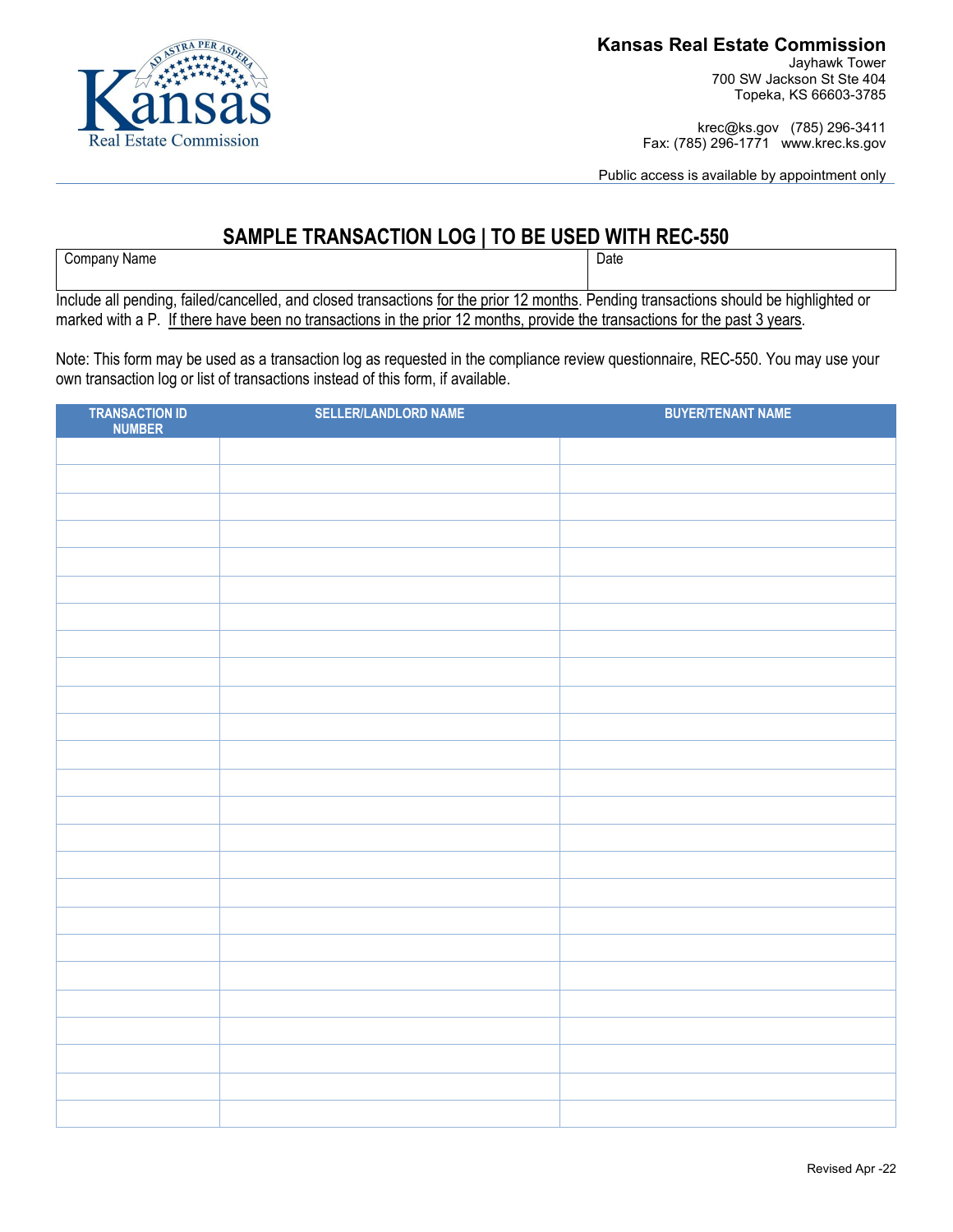**Kansas Real Estate Commission**
Jayhawk Tower
700 SW Jackson St Ste 404
Topeka, KS 66603-3785

krec@ks.gov (785) 296-3411
Fax: (785) 296-1771 www.krec.ks.gov

Public access is available by appointment only

## SAMPLE TRANSACTION LOG | TO BE USED WITH REC-550

| Company Name | Date |
|---|---|
| | |

Include all pending, failed/cancelled, and closed transactions for the prior 12 months. Pending transactions should be highlighted or marked with a P. If there have been no transactions in the prior 12 months, provide the transactions for the past 3 years.

Note: This form may be used as a transaction log as requested in the compliance review questionnaire, REC-550. You may use your own transaction log or list of transactions instead of this form, if available.

| TRANSACTION ID NUMBER | SELLER/LANDLORD NAME | BUYER/TENANT NAME |
|---|---|---|
| | | |
| | | |
| | | |
| | | |
| | | |
| | | |
| | | |
| | | |
| | | |
| | | |
| | | |
| | | |
| | | |
| | | |
| | | |
| | | |
| | | |
| | | |
| | | |
| | | |
| | | |
| | | |
| | | |
| | | |
| | | |

Revised Apr -22